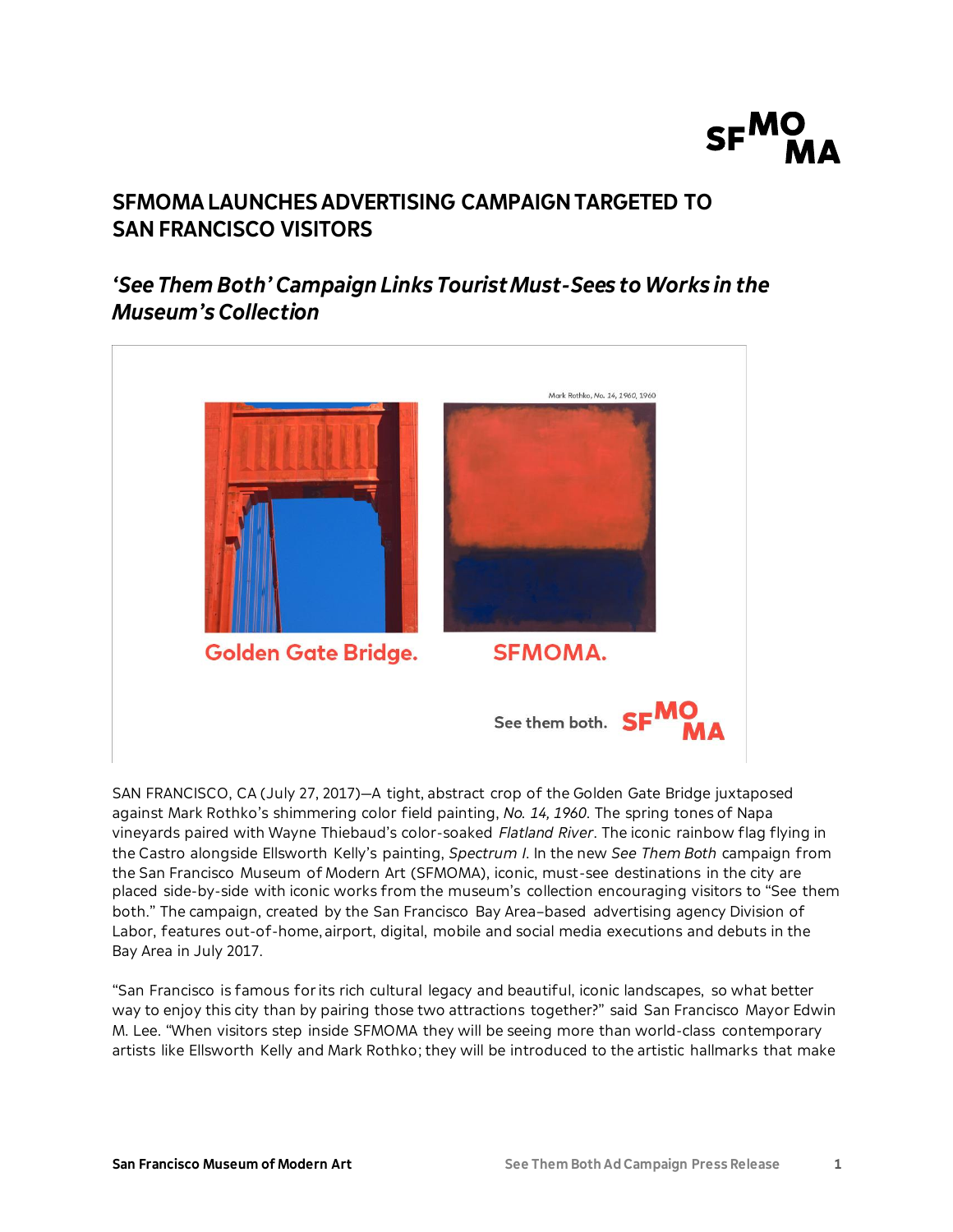# SFMOMA LAUNCHES ADVERTISING CAMPAIGN TARGETED TO SAN FRANCISCO VISITORS

## *'See Them Both' Campaign Links Tourist Must-Sees to Works in the Museum's Collection*

SAN FRANCISCO, CA (July 27, 2017)—A tight, abstract crop of the Golden Gate Bridge juxtaposed against Mark Rothko's shimmering color field painting, *No. 14, 1960*. The spring tones of Napa vineyards paired with Wayne Thiebaud's color-soaked *Flatland River*. The iconic rainbow flag flying in the Castro alongside Ellsworth Kelly's painting, *Spectrum I*. In the new *See Them Both* campaign from the San Francisco Museum of Modern Art (SFMOMA), iconic, must-see destinations in the city are placed side-by-side with iconic works from the museum's collection encouraging visitors to "See them both." The campaign, created by the San Francisco Bay Area–based advertising agency Division of Labor, features out-of-home, airport, digital, mobile and social media executions and debuts in the Bay Area in July 2017.

"San Francisco is famous for its rich cultural legacy and beautiful, iconic landscapes, so what better way to enjoy this city than by pairing those two attractions together?" said San Francisco Mayor Edwin M. Lee. "When visitors step inside SFMOMA they will be seeing more than world-class contemporary artists like Ellsworth Kelly and Mark Rothko; they will be introduced to the artistic hallmarks that make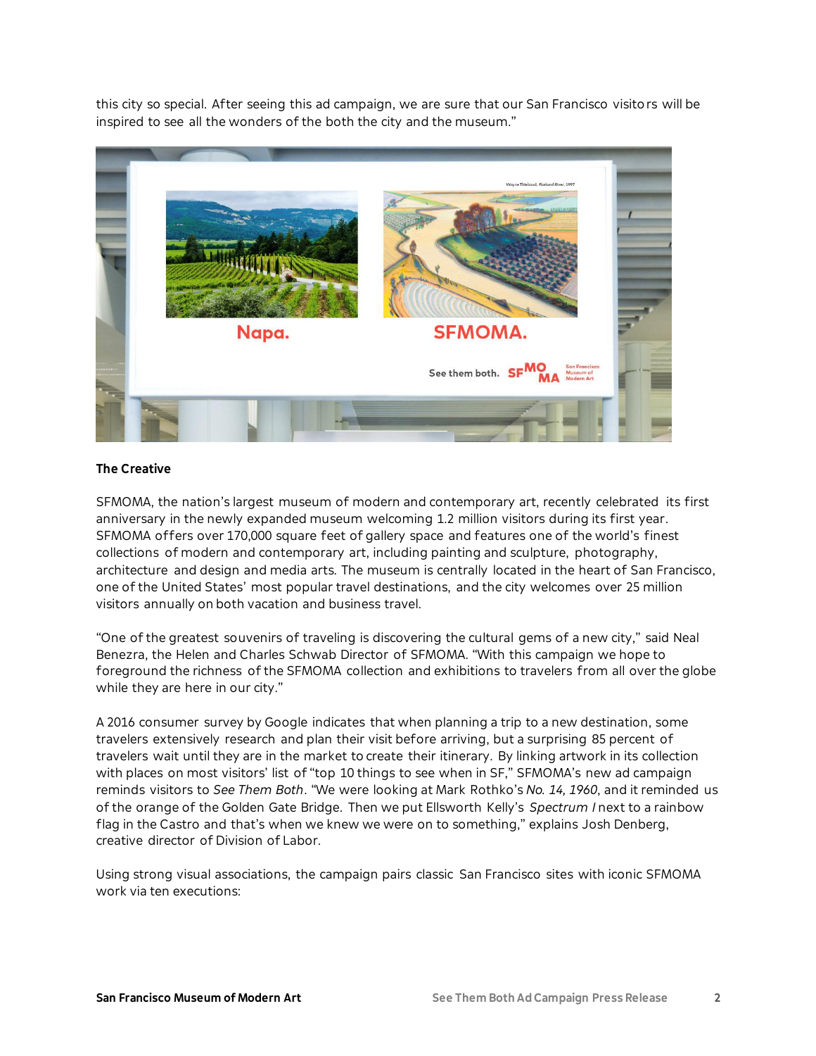this city so special. After seeing this ad campaign, we are sure that our San Francisco visitors will be inspired to see all the wonders of the both the city and the museum."

## The Creative

SFMOMA, the nation's largest museum of modern and contemporary art, recently celebrated its first anniversary in the newly expanded museum welcoming 1.2 million visitors during its first year. SFMOMA offers over 170,000 square feet of gallery space and features one of the world's finest collections of modern and contemporary art, including painting and sculpture, photography, architecture and design and media arts. The museum is centrally located in the heart of San Francisco, one of the United States' most popular travel destinations, and the city welcomes over 25 million visitors annually on both vacation and business travel.

"One of the greatest souvenirs of traveling is discovering the cultural gems of a new city," said Neal Benezra, the Helen and Charles Schwab Director of SFMOMA. "With this campaign we hope to foreground the richness of the SFMOMA collection and exhibitions to travelers from all over the globe while they are here in our city."

A 2016 consumer survey by Google indicates that when planning a trip to a new destination, some travelers extensively research and plan their visit before arriving, but a surprising 85 percent of travelers wait until they are in the market to create their itinerary. By linking artwork in its collection with places on most visitors' list of "top 10 things to see when in SF," SFMOMA's new ad campaign reminds visitors to *See Them Both*. "We were looking at Mark Rothko's *No. 14, 1960*, and it reminded us of the orange of the Golden Gate Bridge. Then we put Ellsworth Kelly's *Spectrum I* next to a rainbow flag in the Castro and that's when we knew we were on to something," explains Josh Denberg, creative director of Division of Labor.

Using strong visual associations, the campaign pairs classic San Francisco sites with iconic SFMOMA work via ten executions: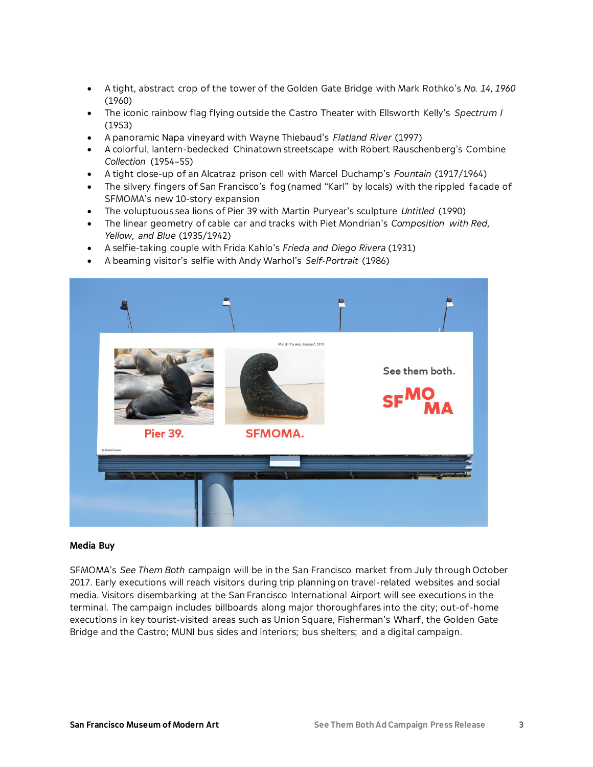- A tight, abstract crop of the tower of the Golden Gate Bridge with Mark Rothko's *No. 14, 1960* (1960)
- The iconic rainbow flag flying outside the Castro Theater with Ellsworth Kelly's *Spectrum I* (1953)
- A panoramic Napa vineyard with Wayne Thiebaud's *Flatland River* (1997)
- A colorful, lantern-bedecked Chinatown streetscape with Robert Rauschenberg's Combine *Collection* (1954–55)
- A tight close-up of an Alcatraz prison cell with Marcel Duchamp's *Fountain* (1917/1964)
- The silvery fingers of San Francisco's fog (named "Karl" by locals) with the rippled facade of SFMOMA's new 10-story expansion
- The voluptuous sea lions of Pier 39 with Martin Puryear's sculpture *Untitled* (1990)
- The linear geometry of cable car and tracks with Piet Mondrian's *Composition with Red, Yellow, and Blue* (1935/1942)
- A selfie-taking couple with Frida Kahlo's *Frieda and Diego Rivera* (1931)
- A beaming visitor's selfie with Andy Warhol's *Self-Portrait* (1986)

**Media Buy**

SFMOMA's *See Them Both* campaign will be in the San Francisco market from July through October 2017. Early executions will reach visitors during trip planning on travel-related websites and social media. Visitors disembarking at the San Francisco International Airport will see executions in the terminal. The campaign includes billboards along major thoroughfares into the city; out-of-home executions in key tourist-visited areas such as Union Square, Fisherman's Wharf, the Golden Gate Bridge and the Castro; MUNI bus sides and interiors; bus shelters; and a digital campaign.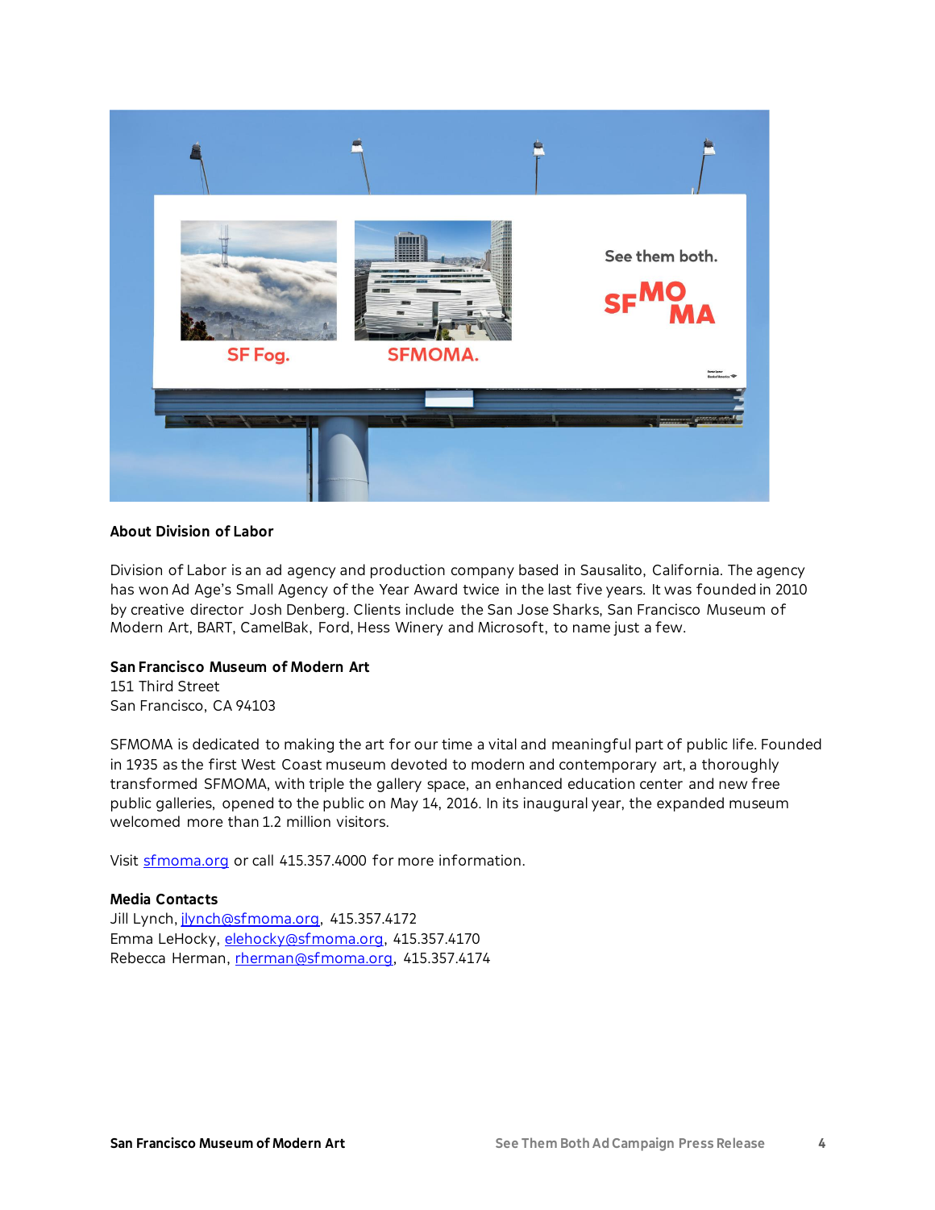**About Division of Labor**

Division of Labor is an ad agency and production company based in Sausalito, California. The agency has won Ad Age's Small Agency of the Year Award twice in the last five years. It was founded in 2010 by creative director Josh Denberg. Clients include the San Jose Sharks, San Francisco Museum of Modern Art, BART, CamelBak, Ford, Hess Winery and Microsoft, to name just a few.

**San Francisco Museum of Modern Art**
151 Third Street
San Francisco, CA 94103

SFMOMA is dedicated to making the art for our time a vital and meaningful part of public life. Founded in 1935 as the first West Coast museum devoted to modern and contemporary art, a thoroughly transformed SFMOMA, with triple the gallery space, an enhanced education center and new free public galleries, opened to the public on May 14, 2016. In its inaugural year, the expanded museum welcomed more than 1.2 million visitors.

Visit sfmoma.org or call 415.357.4000 for more information.

**Media Contacts**
Jill Lynch, jlynch@sfmoma.org, 415.357.4172
Emma LeHocky, elehocky@sfmoma.org, 415.357.4170
Rebecca Herman, rherman@sfmoma.org, 415.357.4174